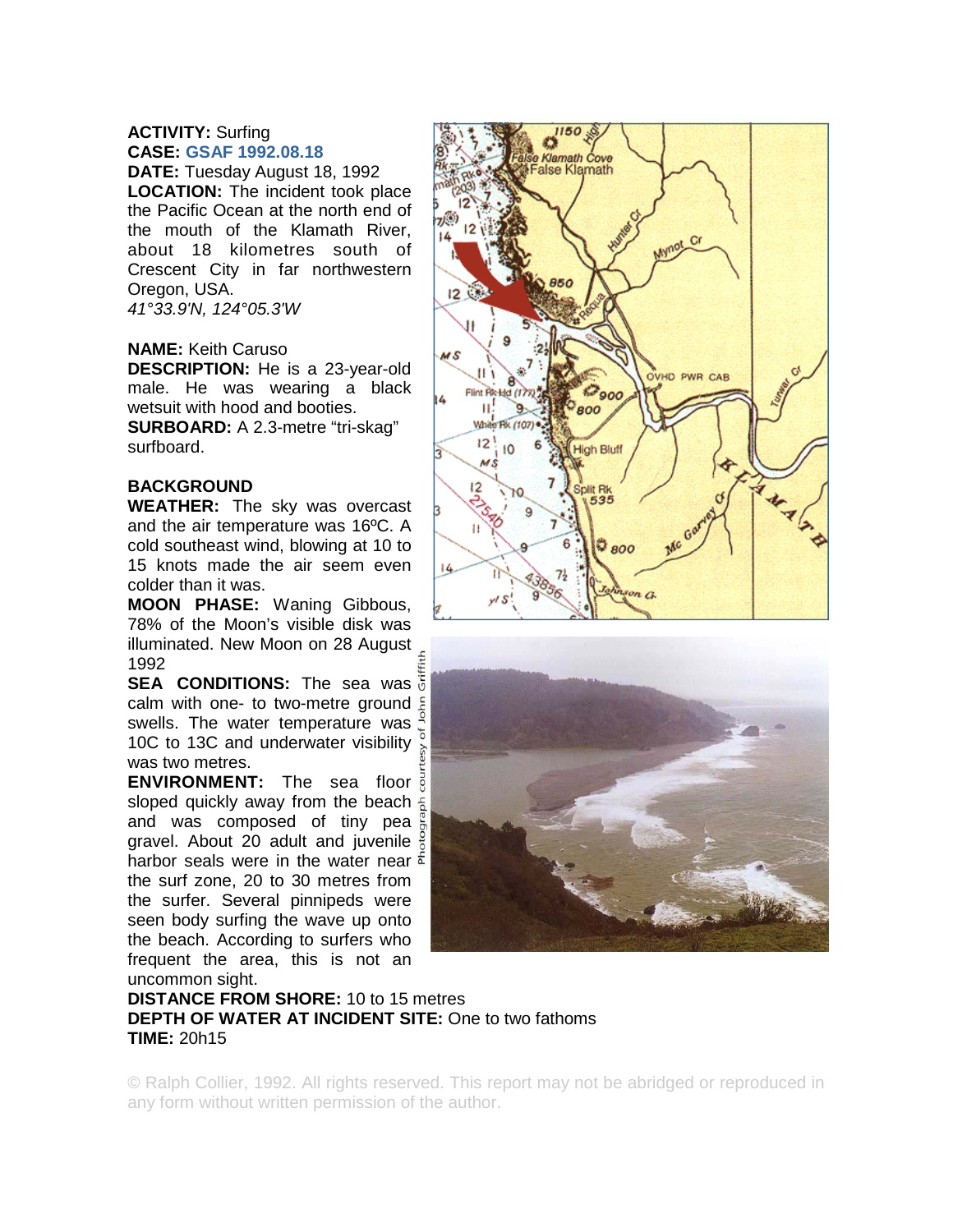**ACTIVITY:** Surfing
**CASE:** GSAF 1992.08.18
**DATE:** Tuesday August 18, 1992
**LOCATION:** The incident took place the Pacific Ocean at the north end of the mouth of the Klamath River, about 18 kilometres south of Crescent City in far northwestern Oregon, USA.
*41°33.9'N, 124°05.3'W*

**NAME:** Keith Caruso
**DESCRIPTION:** He is a 23-year-old male. He was wearing a black wetsuit with hood and booties.
**SURBOARD:** A 2.3-metre "tri-skag" surfboard.

**BACKGROUND**
**WEATHER:** The sky was overcast and the air temperature was 16ºC. A cold southeast wind, blowing at 10 to 15 knots made the air seem even colder than it was.
**MOON PHASE:** Waning Gibbous, 78% of the Moon's visible disk was illuminated. New Moon on 28 August 1992
**SEA CONDITIONS:** The sea was calm with one- to two-metre ground swells. The water temperature was 10C to 13C and underwater visibility was two metres.
**ENVIRONMENT:** The sea floor sloped quickly away from the beach and was composed of tiny pea gravel. About 20 adult and juvenile harbor seals were in the water near the surf zone, 20 to 30 metres from the surfer. Several pinnipeds were seen body surfing the wave up onto the beach. According to surfers who frequent the area, this is not an uncommon sight.
**DISTANCE FROM SHORE:** 10 to 15 metres
**DEPTH OF WATER AT INCIDENT SITE:** One to two fathoms
**TIME:** 20h15

Photograph courtesy of John Griffith

© Ralph Collier, 1992. All rights reserved. This report may not be abridged or reproduced in any form without written permission of the author.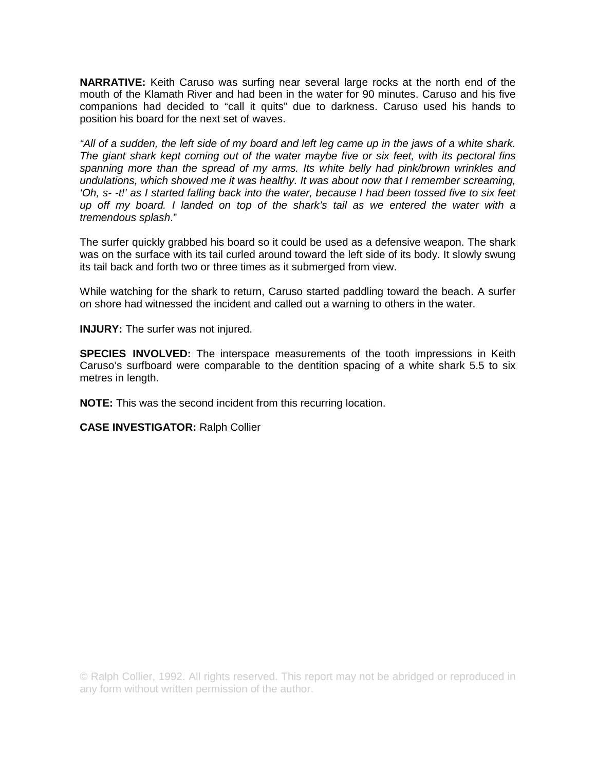**NARRATIVE:** Keith Caruso was surfing near several large rocks at the north end of the mouth of the Klamath River and had been in the water for 90 minutes. Caruso and his five companions had decided to "call it quits" due to darkness. Caruso used his hands to position his board for the next set of waves.

*"All of a sudden, the left side of my board and left leg came up in the jaws of a white shark. The giant shark kept coming out of the water maybe five or six feet, with its pectoral fins spanning more than the spread of my arms. Its white belly had pink/brown wrinkles and undulations, which showed me it was healthy. It was about now that I remember screaming, 'Oh, s- -t!' as I started falling back into the water, because I had been tossed five to six feet up off my board. I landed on top of the shark's tail as we entered the water with a tremendous splash*."

The surfer quickly grabbed his board so it could be used as a defensive weapon. The shark was on the surface with its tail curled around toward the left side of its body. It slowly swung its tail back and forth two or three times as it submerged from view.

While watching for the shark to return, Caruso started paddling toward the beach. A surfer on shore had witnessed the incident and called out a warning to others in the water.

**INJURY:** The surfer was not injured.

**SPECIES INVOLVED:** The interspace measurements of the tooth impressions in Keith Caruso's surfboard were comparable to the dentition spacing of a white shark 5.5 to six metres in length.

**NOTE:** This was the second incident from this recurring location.

**CASE INVESTIGATOR:** Ralph Collier

© Ralph Collier, 1992. All rights reserved. This report may not be abridged or reproduced in any form without written permission of the author.